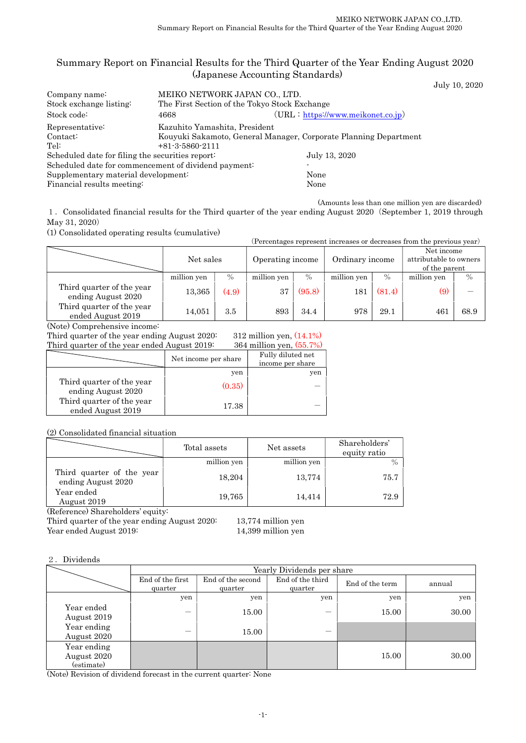# Summary Report on Financial Results for the Third Quarter of the Year Ending August 2020 (Japanese Accounting Standards)

July 10, 2020

| | | |
|---|---|---|
| Company name: | MEIKO NETWORK JAPAN CO., LTD. | |
| Stock exchange listing: | The First Section of the Tokyo Stock Exchange | |
| Stock code: | 4668 | (URL：https://www.meikonet.co.jp) |
| Representative: | Kazuhito Yamashita, President | |
| Contact: | Kouyuki Sakamoto, General Manager, Corporate Planning Department | |
| Tel: | +81-3-5860-2111 | |

Scheduled date for filing the securities report: July 13, 2020
Scheduled date for commencement of dividend payment: -
Supplementary material development: None
Financial results meeting: None

(Amounts less than one million yen are discarded)

1．Consolidated financial results for the Third quarter of the year ending August 2020（September 1, 2019 through May 31, 2020)

(1) Consolidated operating results (cumulative)

(Percentages represent increases or decreases from the previous year)

| | Net sales | | Operating income | | Ordinary income | | Net income attributable to owners of the parent | |
|---|---|---|---|---|---|---|---|---|
| | million yen | % | million yen | % | million yen | % | million yen | % |
| Third quarter of the year ending August 2020 | 13,365 | (4.9) | 37 | (95.8) | 181 | (81.4) | (9) | ― |
| Third quarter of the year ended August 2019 | 14,051 | 3.5 | 893 | 34.4 | 978 | 29.1 | 461 | 68.9 |

(Note) Comprehensive income:
Third quarter of the year ending August 2020: 312 million yen, (14.1%)
Third quarter of the year ended August 2019: 364 million yen, (55.7%)

| | Net income per share | Fully diluted net income per share |
|---|---|---|
| | yen | yen |
| Third quarter of the year ending August 2020 | (0.35) | ― |
| Third quarter of the year ended August 2019 | 17.38 | ― |

(2) Consolidated financial situation

| | Total assets | Net assets | Shareholders' equity ratio |
|---|---|---|---|
| | million yen | million yen | % |
| Third quarter of the year ending August 2020 | 18,204 | 13,774 | 75.7 |
| Year ended August 2019 | 19,765 | 14,414 | 72.9 |

(Reference) Shareholders' equity:
Third quarter of the year ending August 2020: 13,774 million yen
Year ended August 2019: 14,399 million yen

2．Dividends

| | Yearly Dividends per share | | | | |
|---|---|---|---|---|---|
| | End of the first quarter | End of the second quarter | End of the third quarter | End of the term | annual |
| | yen | yen | yen | yen | yen |
| Year ended August 2019 | ― | 15.00 | ― | 15.00 | 30.00 |
| Year ending August 2020 | ― | 15.00 | ― | | |
| Year ending August 2020 (estimate) | | | | 15.00 | 30.00 |

(Note) Revision of dividend forecast in the current quarter: None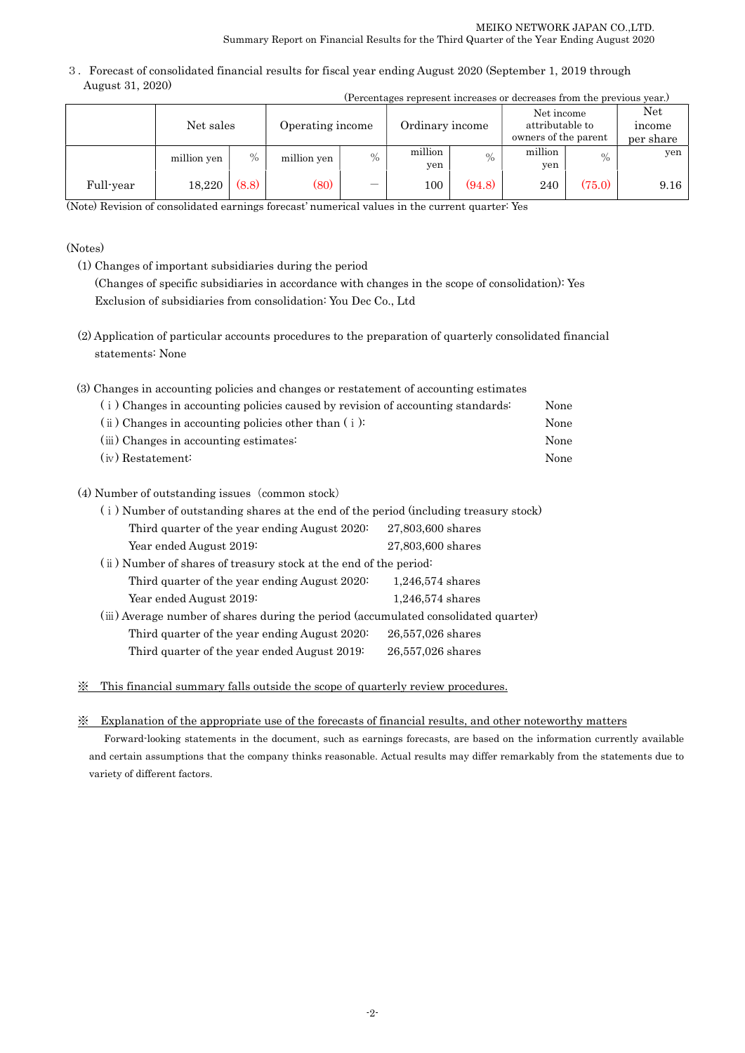3．Forecast of consolidated financial results for fiscal year ending August 2020 (September 1, 2019 through August 31, 2020)

(Percentages represent increases or decreases from the previous year.)

| | Net sales | | Operating income | | Ordinary income | | Net income attributable to owners of the parent | | Net income per share |
|---|---|---|---|---|---|---|---|---|---|
| | million yen | % | million yen | % | million yen | % | million yen | % | yen |
| Full-year | 18,220 | (8.8) | (80) | ― | 100 | (94.8) | 240 | (75.0) | 9.16 |

(Note) Revision of consolidated earnings forecast' numerical values in the current quarter: Yes

(Notes)

(1) Changes of important subsidiaries during the period
(Changes of specific subsidiaries in accordance with changes in the scope of consolidation): Yes
Exclusion of subsidiaries from consolidation: You Dec Co., Ltd

(2) Application of particular accounts procedures to the preparation of quarterly consolidated financial statements: None

(3) Changes in accounting policies and changes or restatement of accounting estimates

- (ⅰ) Changes in accounting policies caused by revision of accounting standards: None
- (ⅱ) Changes in accounting policies other than (ⅰ): None
- (ⅲ) Changes in accounting estimates: None
- (ⅳ) Restatement: None

(4) Number of outstanding issues (common stock)

(ⅰ) Number of outstanding shares at the end of the period (including treasury stock)
- Third quarter of the year ending August 2020: 27,803,600 shares
- Year ended August 2019: 27,803,600 shares

(ⅱ) Number of shares of treasury stock at the end of the period:
- Third quarter of the year ending August 2020: 1,246,574 shares
- Year ended August 2019: 1,246,574 shares

(ⅲ) Average number of shares during the period (accumulated consolidated quarter)
- Third quarter of the year ending August 2020: 26,557,026 shares
- Third quarter of the year ended August 2019: 26,557,026 shares

※ This financial summary falls outside the scope of quarterly review procedures.

※ Explanation of the appropriate use of the forecasts of financial results, and other noteworthy matters

Forward-looking statements in the document, such as earnings forecasts, are based on the information currently available and certain assumptions that the company thinks reasonable. Actual results may differ remarkably from the statements due to variety of different factors.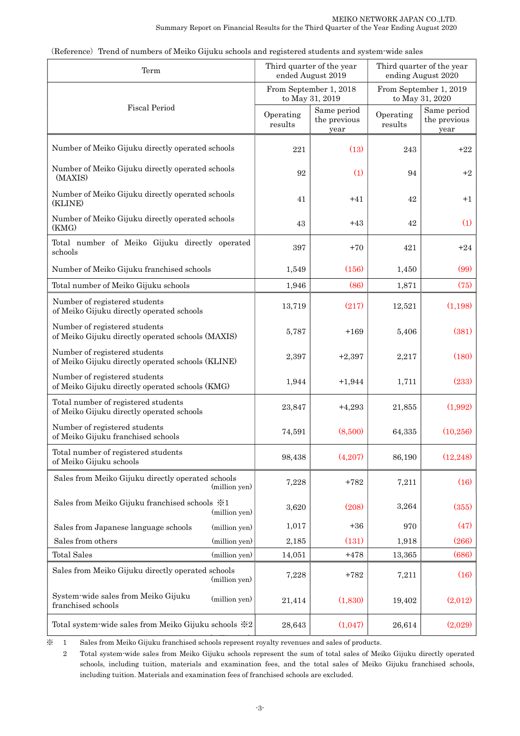（Reference）Trend of numbers of Meiko Gijuku schools and registered students and system-wide sales

| Term | Third quarter of the year ended August 2019 | | Third quarter of the year ending August 2020 | |
|---|---|---|---|---|
| Fiscal Period | From September 1, 2018 to May 31, 2019 | | From September 1, 2019 to May 31, 2020 | |
| | Operating results | Same period the previous year | Operating results | Same period the previous year |
| Number of Meiko Gijuku directly operated schools | 221 | (13) | 243 | +22 |
| Number of Meiko Gijuku directly operated schools (MAXIS) | 92 | (1) | 94 | +2 |
| Number of Meiko Gijuku directly operated schools (KLINE) | 41 | +41 | 42 | +1 |
| Number of Meiko Gijuku directly operated schools (KMG) | 43 | +43 | 42 | (1) |
| Total number of Meiko Gijuku directly operated schools | 397 | +70 | 421 | +24 |
| Number of Meiko Gijuku franchised schools | 1,549 | (156) | 1,450 | (99) |
| Total number of Meiko Gijuku schools | 1,946 | (86) | 1,871 | (75) |
| Number of registered students of Meiko Gijuku directly operated schools | 13,719 | (217) | 12,521 | (1,198) |
| Number of registered students of Meiko Gijuku directly operated schools (MAXIS) | 5,787 | +169 | 5,406 | (381) |
| Number of registered students of Meiko Gijuku directly operated schools (KLINE) | 2,397 | +2,397 | 2,217 | (180) |
| Number of registered students of Meiko Gijuku directly operated schools (KMG) | 1,944 | +1,944 | 1,711 | (233) |
| Total number of registered students of Meiko Gijuku directly operated schools | 23,847 | +4,293 | 21,855 | (1,992) |
| Number of registered students of Meiko Gijuku franchised schools | 74,591 | (8,500) | 64,335 | (10,256) |
| Total number of registered students of Meiko Gijuku schools | 98,438 | (4,207) | 86,190 | (12,248) |
| Sales from Meiko Gijuku directly operated schools (million yen) | 7,228 | +782 | 7,211 | (16) |
| Sales from Meiko Gijuku franchised schools ※1 (million yen) | 3,620 | (208) | 3,264 | (355) |
| Sales from Japanese language schools (million yen) | 1,017 | +36 | 970 | (47) |
| Sales from others (million yen) | 2,185 | (131) | 1,918 | (266) |
| Total Sales (million yen) | 14,051 | +478 | 13,365 | (686) |
| Sales from Meiko Gijuku directly operated schools (million yen) | 7,228 | +782 | 7,211 | (16) |
| System-wide sales from Meiko Gijuku franchised schools (million yen) | 21,414 | (1,830) | 19,402 | (2,012) |
| Total system-wide sales from Meiko Gijuku schools ※2 | 28,643 | (1,047) | 26,614 | (2,029) |

※ 1 Sales from Meiko Gijuku franchised schools represent royalty revenues and sales of products.

2 Total system-wide sales from Meiko Gijuku schools represent the sum of total sales of Meiko Gijuku directly operated schools, including tuition, materials and examination fees, and the total sales of Meiko Gijuku franchised schools, including tuition. Materials and examination fees of franchised schools are excluded.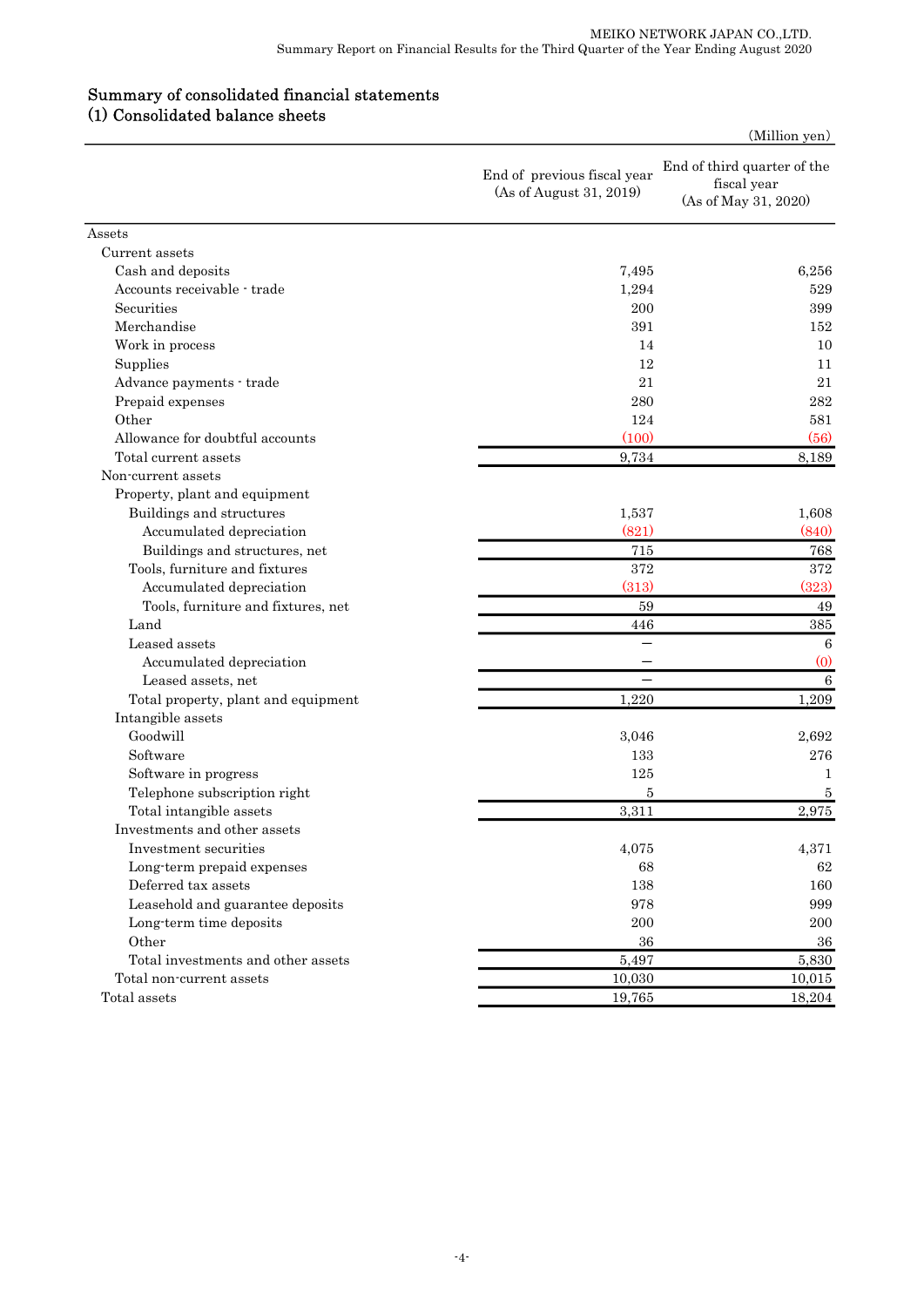## Summary of consolidated financial statements

### (1) Consolidated balance sheets

(Million yen)

| | End of previous fiscal year (As of August 31, 2019) | End of third quarter of the fiscal year (As of May 31, 2020) |
|---|---|---|
| Assets | | |
| Current assets | | |
| Cash and deposits | 7,495 | 6,256 |
| Accounts receivable - trade | 1,294 | 529 |
| Securities | 200 | 399 |
| Merchandise | 391 | 152 |
| Work in process | 14 | 10 |
| Supplies | 12 | 11 |
| Advance payments - trade | 21 | 21 |
| Prepaid expenses | 280 | 282 |
| Other | 124 | 581 |
| Allowance for doubtful accounts | (100) | (56) |
| Total current assets | 9,734 | 8,189 |
| Non-current assets | | |
| Property, plant and equipment | | |
| Buildings and structures | 1,537 | 1,608 |
| Accumulated depreciation | (821) | (840) |
| Buildings and structures, net | 715 | 768 |
| Tools, furniture and fixtures | 372 | 372 |
| Accumulated depreciation | (313) | (323) |
| Tools, furniture and fixtures, net | 59 | 49 |
| Land | 446 | 385 |
| Leased assets | ― | 6 |
| Accumulated depreciation | ― | (0) |
| Leased assets, net | ― | 6 |
| Total property, plant and equipment | 1,220 | 1,209 |
| Intangible assets | | |
| Goodwill | 3,046 | 2,692 |
| Software | 133 | 276 |
| Software in progress | 125 | 1 |
| Telephone subscription right | 5 | 5 |
| Total intangible assets | 3,311 | 2,975 |
| Investments and other assets | | |
| Investment securities | 4,075 | 4,371 |
| Long-term prepaid expenses | 68 | 62 |
| Deferred tax assets | 138 | 160 |
| Leasehold and guarantee deposits | 978 | 999 |
| Long-term time deposits | 200 | 200 |
| Other | 36 | 36 |
| Total investments and other assets | 5,497 | 5,830 |
| Total non-current assets | 10,030 | 10,015 |
| Total assets | 19,765 | 18,204 |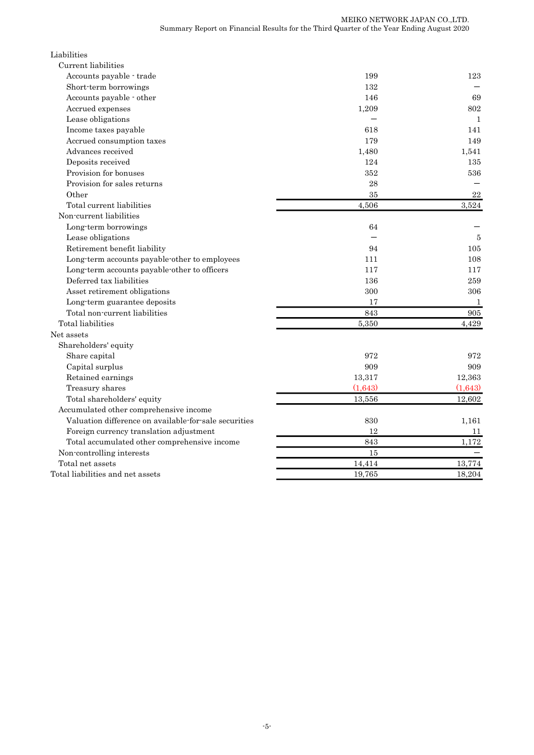| | | |
|---|---|---|
| Liabilities | | |
| Current liabilities | | |
| Accounts payable - trade | 199 | 123 |
| Short-term borrowings | 132 | － |
| Accounts payable - other | 146 | 69 |
| Accrued expenses | 1,209 | 802 |
| Lease obligations | － | 1 |
| Income taxes payable | 618 | 141 |
| Accrued consumption taxes | 179 | 149 |
| Advances received | 1,480 | 1,541 |
| Deposits received | 124 | 135 |
| Provision for bonuses | 352 | 536 |
| Provision for sales returns | 28 | － |
| Other | 35 | 22 |
| Total current liabilities | 4,506 | 3,524 |
| Non-current liabilities | | |
| Long-term borrowings | 64 | － |
| Lease obligations | － | 5 |
| Retirement benefit liability | 94 | 105 |
| Long-term accounts payable-other to employees | 111 | 108 |
| Long-term accounts payable-other to officers | 117 | 117 |
| Deferred tax liabilities | 136 | 259 |
| Asset retirement obligations | 300 | 306 |
| Long-term guarantee deposits | 17 | 1 |
| Total non-current liabilities | 843 | 905 |
| Total liabilities | 5,350 | 4,429 |
| Net assets | | |
| Shareholders' equity | | |
| Share capital | 972 | 972 |
| Capital surplus | 909 | 909 |
| Retained earnings | 13,317 | 12,363 |
| Treasury shares | (1,643) | (1,643) |
| Total shareholders' equity | 13,556 | 12,602 |
| Accumulated other comprehensive income | | |
| Valuation difference on available-for-sale securities | 830 | 1,161 |
| Foreign currency translation adjustment | 12 | 11 |
| Total accumulated other comprehensive income | 843 | 1,172 |
| Non-controlling interests | 15 | － |
| Total net assets | 14,414 | 13,774 |
| Total liabilities and net assets | 19,765 | 18,204 |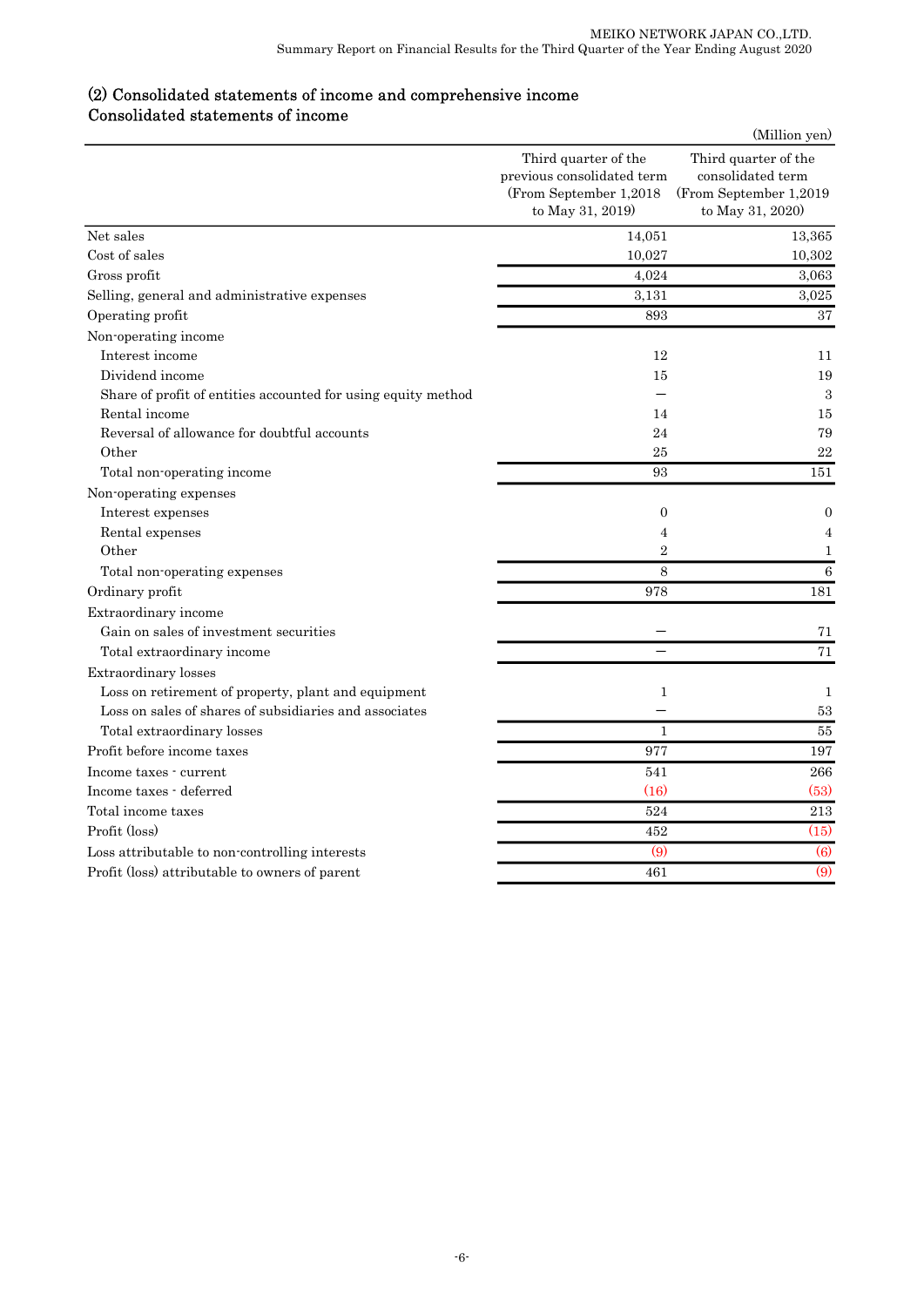## (2) Consolidated statements of income and comprehensive income

### Consolidated statements of income

(Million yen)

| | Third quarter of the previous consolidated term (From September 1,2018 to May 31, 2019) | Third quarter of the consolidated term (From September 1,2019 to May 31, 2020) |
|---|---|---|
| Net sales | 14,051 | 13,365 |
| Cost of sales | 10,027 | 10,302 |
| Gross profit | 4,024 | 3,063 |
| Selling, general and administrative expenses | 3,131 | 3,025 |
| Operating profit | 893 | 37 |
| Non-operating income | | |
| Interest income | 12 | 11 |
| Dividend income | 15 | 19 |
| Share of profit of entities accounted for using equity method | — | 3 |
| Rental income | 14 | 15 |
| Reversal of allowance for doubtful accounts | 24 | 79 |
| Other | 25 | 22 |
| Total non-operating income | 93 | 151 |
| Non-operating expenses | | |
| Interest expenses | 0 | 0 |
| Rental expenses | 4 | 4 |
| Other | 2 | 1 |
| Total non-operating expenses | 8 | 6 |
| Ordinary profit | 978 | 181 |
| Extraordinary income | | |
| Gain on sales of investment securities | — | 71 |
| Total extraordinary income | — | 71 |
| Extraordinary losses | | |
| Loss on retirement of property, plant and equipment | 1 | 1 |
| Loss on sales of shares of subsidiaries and associates | — | 53 |
| Total extraordinary losses | 1 | 55 |
| Profit before income taxes | 977 | 197 |
| Income taxes - current | 541 | 266 |
| Income taxes - deferred | (16) | (53) |
| Total income taxes | 524 | 213 |
| Profit (loss) | 452 | (15) |
| Loss attributable to non-controlling interests | (9) | (6) |
| Profit (loss) attributable to owners of parent | 461 | (9) |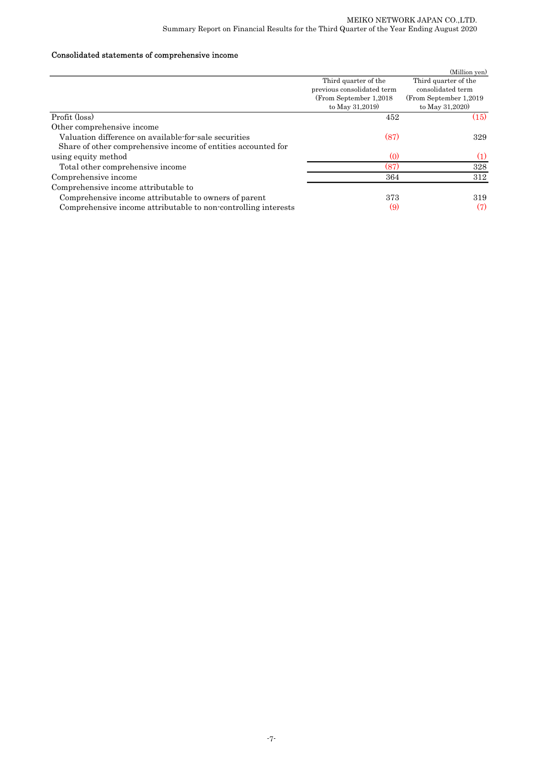### Consolidated statements of comprehensive income

(Million yen)

| | Third quarter of the previous consolidated term (From September 1,2018 to May 31,2019) | Third quarter of the consolidated term (From September 1,2019 to May 31,2020) |
|---|---|---|
| Profit (loss) | 452 | (15) |
| Other comprehensive income | | |
| Valuation difference on available-for-sale securities | (87) | 329 |
| Share of other comprehensive income of entities accounted for using equity method | (0) | (1) |
| Total other comprehensive income | (87) | 328 |
| Comprehensive income | 364 | 312 |
| Comprehensive income attributable to | | |
| Comprehensive income attributable to owners of parent | 373 | 319 |
| Comprehensive income attributable to non-controlling interests | (9) | (7) |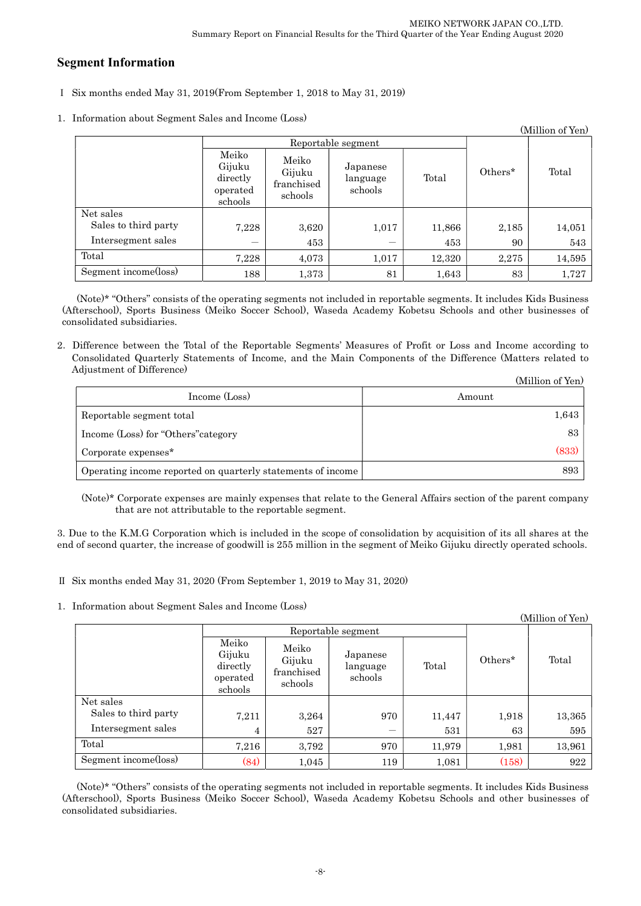## Segment Information

I Six months ended May 31, 2019(From September 1, 2018 to May 31, 2019)

1. Information about Segment Sales and Income (Loss)

(Million of Yen)

| | Reportable segment | | | | Others* | Total |
|---|---|---|---|---|---|---|
| | Meiko Gijuku directly operated schools | Meiko Gijuku franchised schools | Japanese language schools | Total | | |
| Net sales<br>Sales to third party | 7,228 | 3,620 | 1,017 | 11,866 | 2,185 | 14,051 |
| Intersegment sales | — | 453 | — | 453 | 90 | 543 |
| Total | 7,228 | 4,073 | 1,017 | 12,320 | 2,275 | 14,595 |
| Segment income(loss) | 188 | 1,373 | 81 | 1,643 | 83 | 1,727 |

(Note)* "Others" consists of the operating segments not included in reportable segments. It includes Kids Business (Afterschool), Sports Business (Meiko Soccer School), Waseda Academy Kobetsu Schools and other businesses of consolidated subsidiaries.

2. Difference between the Total of the Reportable Segments' Measures of Profit or Loss and Income according to Consolidated Quarterly Statements of Income, and the Main Components of the Difference (Matters related to Adjustment of Difference)

(Million of Yen)

| Income (Loss) | Amount |
|---|---|
| Reportable segment total | 1,643 |
| Income (Loss) for "Others"category | 83 |
| Corporate expenses* | (833) |
| Operating income reported on quarterly statements of income | 893 |

(Note)* Corporate expenses are mainly expenses that relate to the General Affairs section of the parent company that are not attributable to the reportable segment.

3. Due to the K.M.G Corporation which is included in the scope of consolidation by acquisition of its all shares at the end of second quarter, the increase of goodwill is 255 million in the segment of Meiko Gijuku directly operated schools.

II Six months ended May 31, 2020 (From September 1, 2019 to May 31, 2020)

1. Information about Segment Sales and Income (Loss)

(Million of Yen)

| | Reportable segment | | | | Others* | Total |
|---|---|---|---|---|---|---|
| | Meiko Gijuku directly operated schools | Meiko Gijuku franchised schools | Japanese language schools | Total | | |
| Net sales<br>Sales to third party | 7,211 | 3,264 | 970 | 11,447 | 1,918 | 13,365 |
| Intersegment sales | 4 | 527 | — | 531 | 63 | 595 |
| Total | 7,216 | 3,792 | 970 | 11,979 | 1,981 | 13,961 |
| Segment income(loss) | (84) | 1,045 | 119 | 1,081 | (158) | 922 |

(Note)* "Others" consists of the operating segments not included in reportable segments. It includes Kids Business (Afterschool), Sports Business (Meiko Soccer School), Waseda Academy Kobetsu Schools and other businesses of consolidated subsidiaries.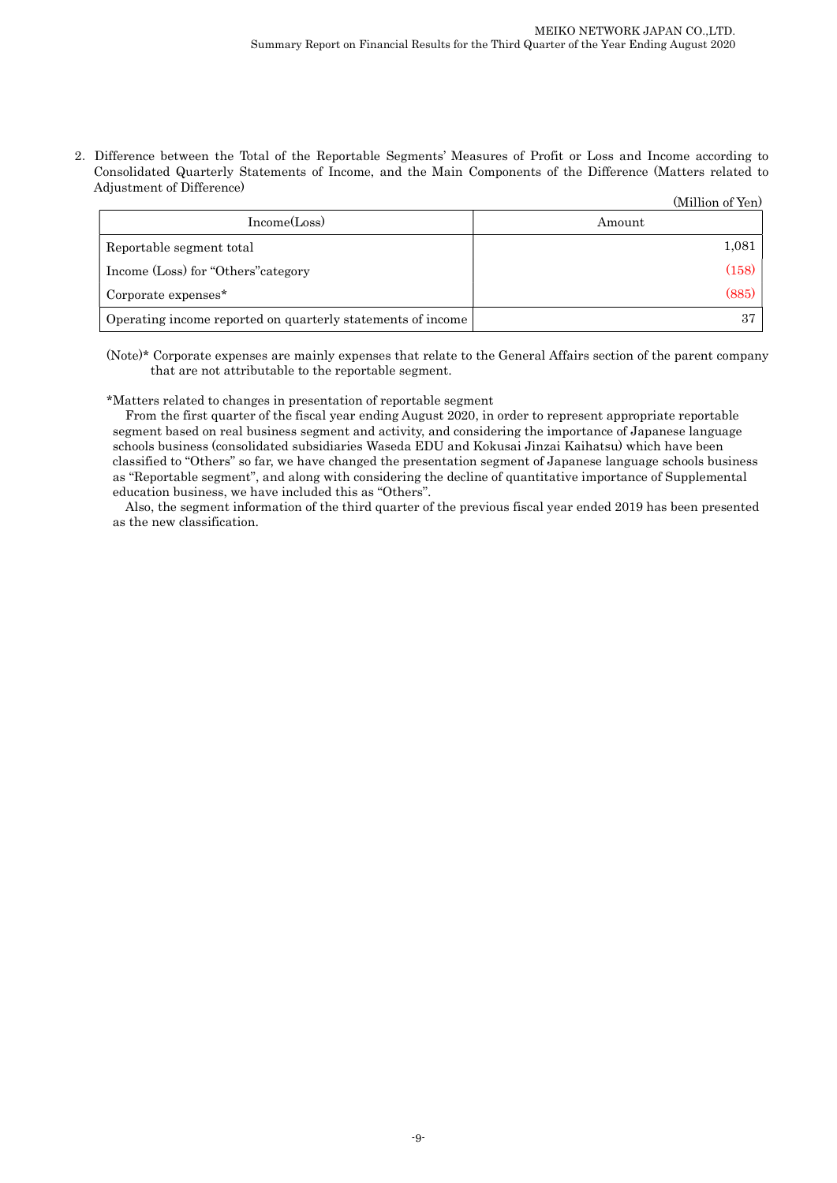2. Difference between the Total of the Reportable Segments' Measures of Profit or Loss and Income according to Consolidated Quarterly Statements of Income, and the Main Components of the Difference (Matters related to Adjustment of Difference)

(Million of Yen)

| Income(Loss) | Amount |
|---|---|
| Reportable segment total | 1,081 |
| Income (Loss) for "Others"category | (158) |
| Corporate expenses* | (885) |
| Operating income reported on quarterly statements of income | 37 |

(Note)* Corporate expenses are mainly expenses that relate to the General Affairs section of the parent company that are not attributable to the reportable segment.

*Matters related to changes in presentation of reportable segment

From the first quarter of the fiscal year ending August 2020, in order to represent appropriate reportable segment based on real business segment and activity, and considering the importance of Japanese language schools business (consolidated subsidiaries Waseda EDU and Kokusai Jinzai Kaihatsu) which have been classified to "Others" so far, we have changed the presentation segment of Japanese language schools business as "Reportable segment", and along with considering the decline of quantitative importance of Supplemental education business, we have included this as "Others".

Also, the segment information of the third quarter of the previous fiscal year ended 2019 has been presented as the new classification.